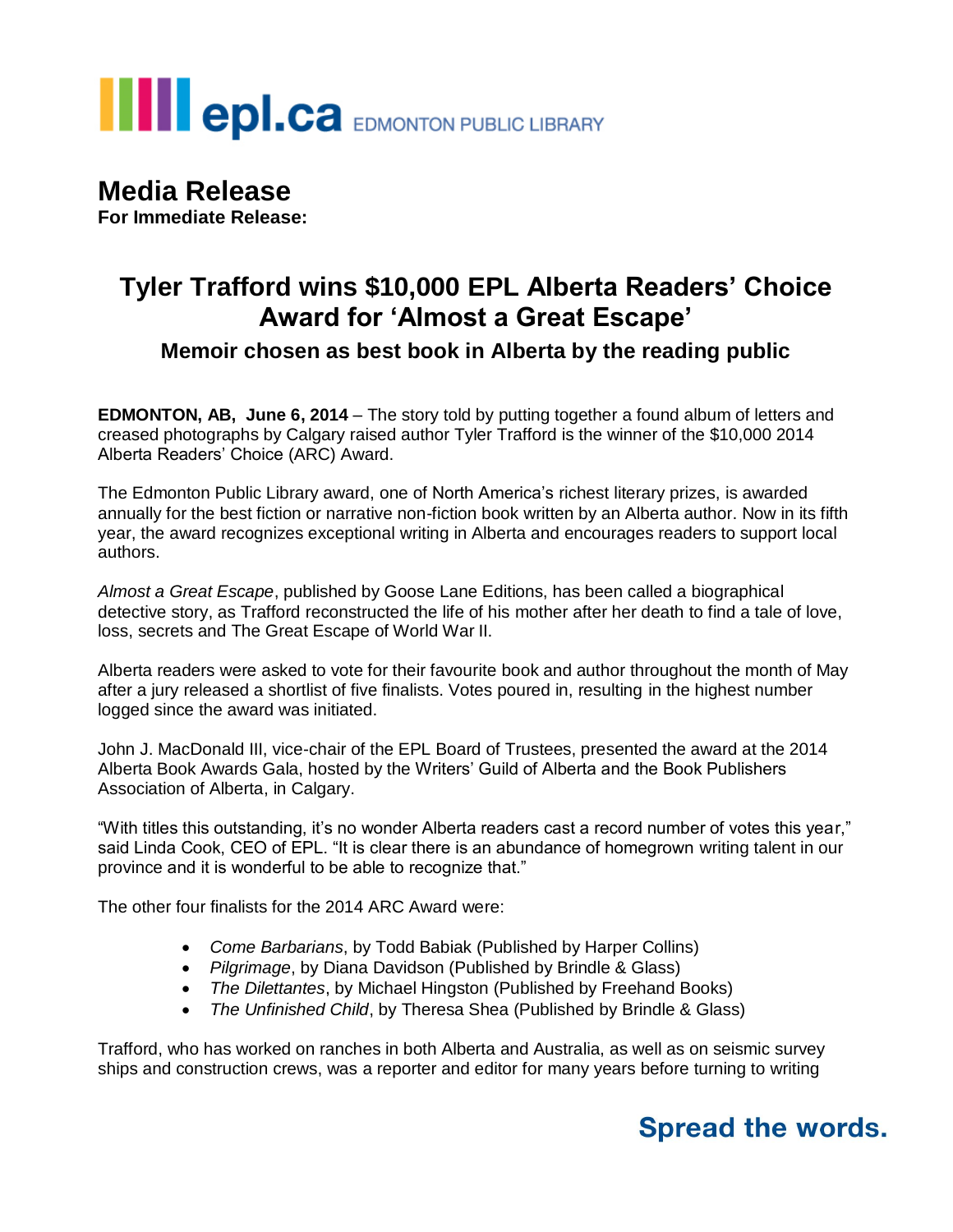epl.ca EDMONTON PUBLIC LIBRARY

# Media Release

**For Immediate Release:**

## Tyler Trafford wins $10,000 EPL Alberta Readers' Choice Award for 'Almost a Great Escape'

### Memoir chosen as best book in Alberta by the reading public

**EDMONTON, AB, June 6, 2014** – The story told by putting together a found album of letters and creased photographs by Calgary raised author Tyler Trafford is the winner of the $10,000 2014 Alberta Readers' Choice (ARC) Award.

The Edmonton Public Library award, one of North America's richest literary prizes, is awarded annually for the best fiction or narrative non-fiction book written by an Alberta author. Now in its fifth year, the award recognizes exceptional writing in Alberta and encourages readers to support local authors.

*Almost a Great Escape*, published by Goose Lane Editions, has been called a biographical detective story, as Trafford reconstructed the life of his mother after her death to find a tale of love, loss, secrets and The Great Escape of World War II.

Alberta readers were asked to vote for their favourite book and author throughout the month of May after a jury released a shortlist of five finalists. Votes poured in, resulting in the highest number logged since the award was initiated.

John J. MacDonald III, vice-chair of the EPL Board of Trustees, presented the award at the 2014 Alberta Book Awards Gala, hosted by the Writers' Guild of Alberta and the Book Publishers Association of Alberta, in Calgary.

"With titles this outstanding, it's no wonder Alberta readers cast a record number of votes this year," said Linda Cook, CEO of EPL. "It is clear there is an abundance of homegrown writing talent in our province and it is wonderful to be able to recognize that."

The other four finalists for the 2014 ARC Award were:

- *Come Barbarians*, by Todd Babiak (Published by Harper Collins)
- *Pilgrimage*, by Diana Davidson (Published by Brindle & Glass)
- *The Dilettantes*, by Michael Hingston (Published by Freehand Books)
- *The Unfinished Child*, by Theresa Shea (Published by Brindle & Glass)

Trafford, who has worked on ranches in both Alberta and Australia, as well as on seismic survey ships and construction crews, was a reporter and editor for many years before turning to writing

**Spread the words.**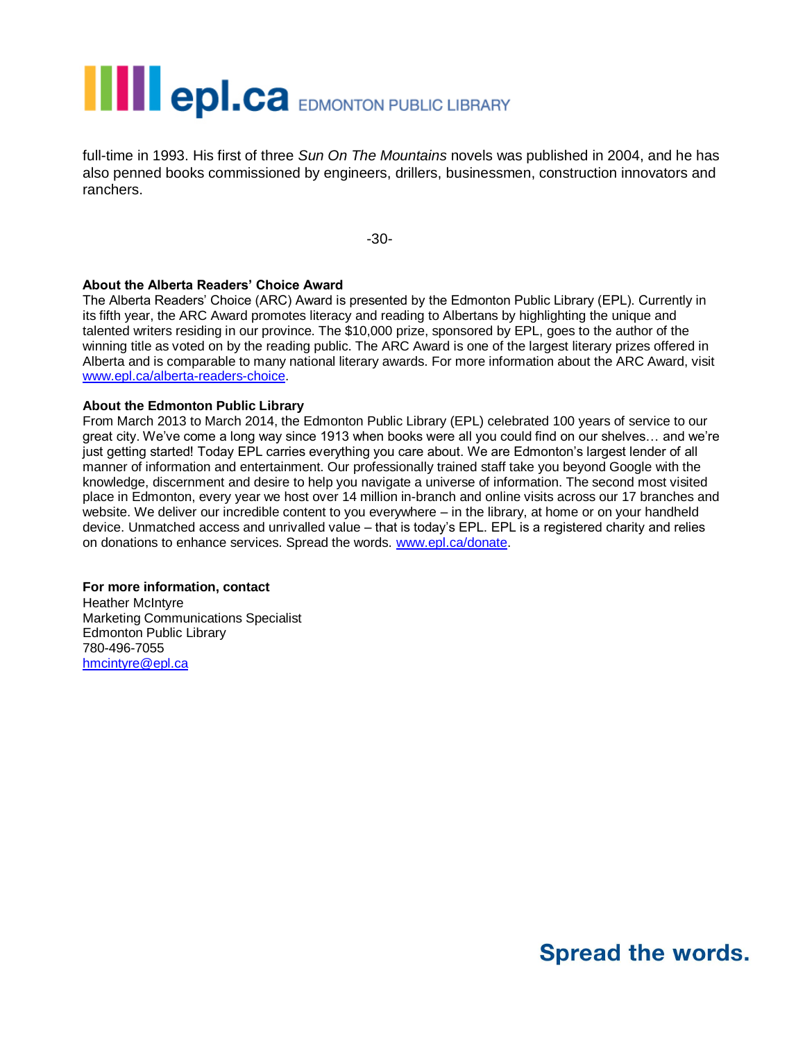full-time in 1993. His first of three *Sun On The Mountains* novels was published in 2004, and he has also penned books commissioned by engineers, drillers, businessmen, construction innovators and ranchers.

-30-

**About the Alberta Readers' Choice Award**
The Alberta Readers' Choice (ARC) Award is presented by the Edmonton Public Library (EPL). Currently in its fifth year, the ARC Award promotes literacy and reading to Albertans by highlighting the unique and talented writers residing in our province. The $10,000 prize, sponsored by EPL, goes to the author of the winning title as voted on by the reading public. The ARC Award is one of the largest literary prizes offered in Alberta and is comparable to many national literary awards. For more information about the ARC Award, visit www.epl.ca/alberta-readers-choice.

**About the Edmonton Public Library**
From March 2013 to March 2014, the Edmonton Public Library (EPL) celebrated 100 years of service to our great city. We've come a long way since 1913 when books were all you could find on our shelves… and we're just getting started! Today EPL carries everything you care about. We are Edmonton's largest lender of all manner of information and entertainment. Our professionally trained staff take you beyond Google with the knowledge, discernment and desire to help you navigate a universe of information. The second most visited place in Edmonton, every year we host over 14 million in-branch and online visits across our 17 branches and website. We deliver our incredible content to you everywhere – in the library, at home or on your handheld device. Unmatched access and unrivalled value – that is today's EPL. EPL is a registered charity and relies on donations to enhance services. Spread the words. www.epl.ca/donate.

**For more information, contact**
Heather McIntyre
Marketing Communications Specialist
Edmonton Public Library
780-496-7055
hmcintyre@epl.ca